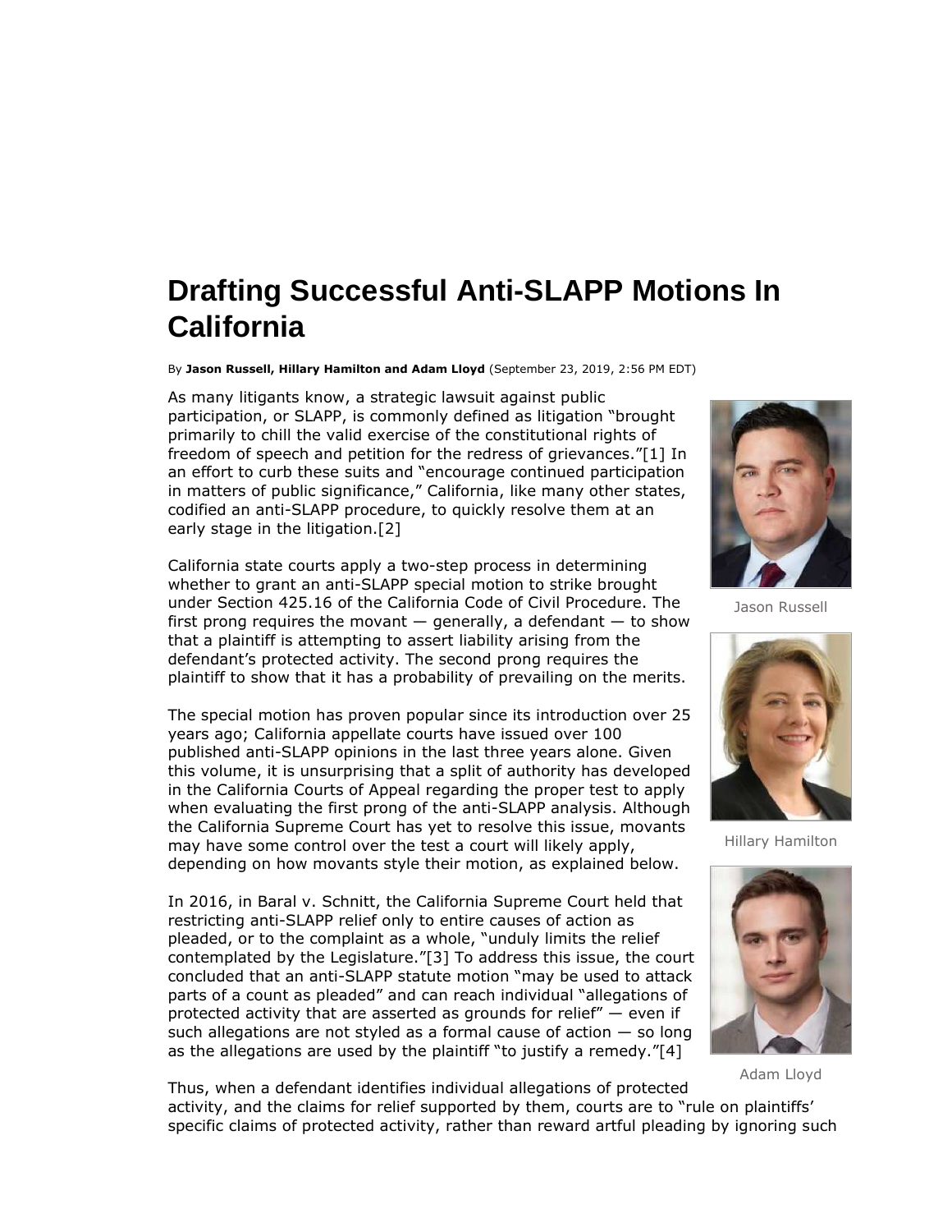# Drafting Successful Anti-SLAPP Motions In California

By **Jason Russell, Hillary Hamilton and Adam Lloyd** (September 23, 2019, 2:56 PM EDT)

As many litigants know, a strategic lawsuit against public participation, or SLAPP, is commonly defined as litigation "brought primarily to chill the valid exercise of the constitutional rights of freedom of speech and petition for the redress of grievances."[1] In an effort to curb these suits and "encourage continued participation in matters of public significance," California, like many other states, codified an anti-SLAPP procedure, to quickly resolve them at an early stage in the litigation.[2]

Jason Russell

California state courts apply a two-step process in determining whether to grant an anti-SLAPP special motion to strike brought under Section 425.16 of the California Code of Civil Procedure. The first prong requires the movant — generally, a defendant — to show that a plaintiff is attempting to assert liability arising from the defendant's protected activity. The second prong requires the plaintiff to show that it has a probability of prevailing on the merits.

Hillary Hamilton

The special motion has proven popular since its introduction over 25 years ago; California appellate courts have issued over 100 published anti-SLAPP opinions in the last three years alone. Given this volume, it is unsurprising that a split of authority has developed in the California Courts of Appeal regarding the proper test to apply when evaluating the first prong of the anti-SLAPP analysis. Although the California Supreme Court has yet to resolve this issue, movants may have some control over the test a court will likely apply, depending on how movants style their motion, as explained below.

Adam Lloyd

In 2016, in Baral v. Schnitt, the California Supreme Court held that restricting anti-SLAPP relief only to entire causes of action as pleaded, or to the complaint as a whole, "unduly limits the relief contemplated by the Legislature."[3] To address this issue, the court concluded that an anti-SLAPP statute motion "may be used to attack parts of a count as pleaded" and can reach individual "allegations of protected activity that are asserted as grounds for relief" — even if such allegations are not styled as a formal cause of action — so long as the allegations are used by the plaintiff "to justify a remedy."[4]

Thus, when a defendant identifies individual allegations of protected activity, and the claims for relief supported by them, courts are to "rule on plaintiffs' specific claims of protected activity, rather than reward artful pleading by ignoring such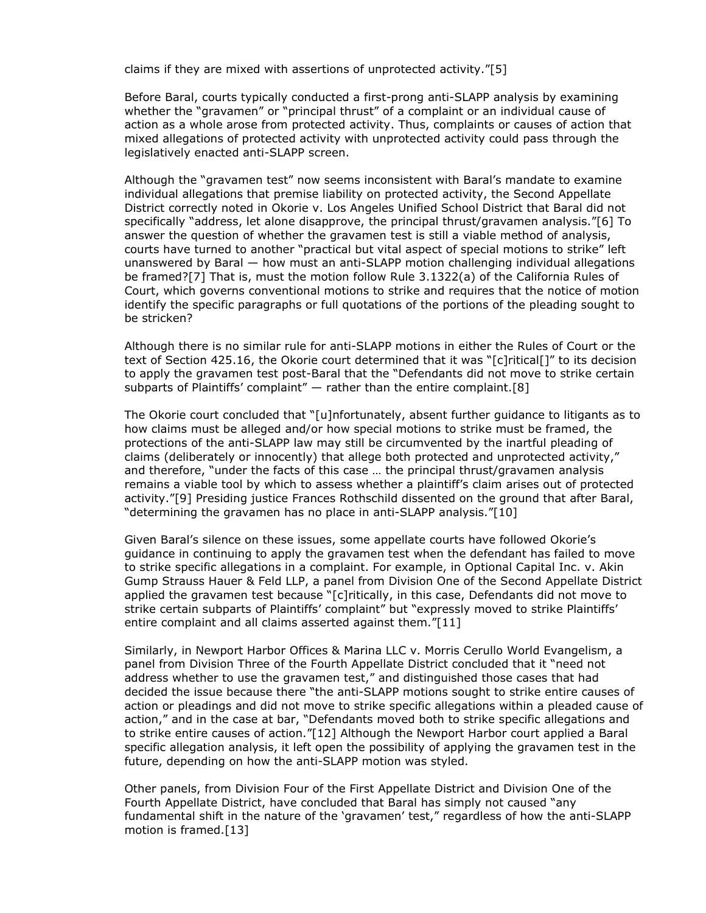claims if they are mixed with assertions of unprotected activity."[5]

Before Baral, courts typically conducted a first-prong anti-SLAPP analysis by examining whether the "gravamen" or "principal thrust" of a complaint or an individual cause of action as a whole arose from protected activity. Thus, complaints or causes of action that mixed allegations of protected activity with unprotected activity could pass through the legislatively enacted anti-SLAPP screen.

Although the "gravamen test" now seems inconsistent with Baral's mandate to examine individual allegations that premise liability on protected activity, the Second Appellate District correctly noted in Okorie v. Los Angeles Unified School District that Baral did not specifically "address, let alone disapprove, the principal thrust/gravamen analysis."[6] To answer the question of whether the gravamen test is still a viable method of analysis, courts have turned to another "practical but vital aspect of special motions to strike" left unanswered by Baral — how must an anti-SLAPP motion challenging individual allegations be framed?[7] That is, must the motion follow Rule 3.1322(a) of the California Rules of Court, which governs conventional motions to strike and requires that the notice of motion identify the specific paragraphs or full quotations of the portions of the pleading sought to be stricken?

Although there is no similar rule for anti-SLAPP motions in either the Rules of Court or the text of Section 425.16, the Okorie court determined that it was "[c]ritical[]" to its decision to apply the gravamen test post-Baral that the "Defendants did not move to strike certain subparts of Plaintiffs' complaint" — rather than the entire complaint.[8]

The Okorie court concluded that "[u]nfortunately, absent further guidance to litigants as to how claims must be alleged and/or how special motions to strike must be framed, the protections of the anti-SLAPP law may still be circumvented by the inartful pleading of claims (deliberately or innocently) that allege both protected and unprotected activity," and therefore, "under the facts of this case … the principal thrust/gravamen analysis remains a viable tool by which to assess whether a plaintiff's claim arises out of protected activity."[9] Presiding justice Frances Rothschild dissented on the ground that after Baral, "determining the gravamen has no place in anti-SLAPP analysis."[10]

Given Baral's silence on these issues, some appellate courts have followed Okorie's guidance in continuing to apply the gravamen test when the defendant has failed to move to strike specific allegations in a complaint. For example, in Optional Capital Inc. v. Akin Gump Strauss Hauer & Feld LLP, a panel from Division One of the Second Appellate District applied the gravamen test because "[c]ritically, in this case, Defendants did not move to strike certain subparts of Plaintiffs' complaint" but "expressly moved to strike Plaintiffs' entire complaint and all claims asserted against them."[11]

Similarly, in Newport Harbor Offices & Marina LLC v. Morris Cerullo World Evangelism, a panel from Division Three of the Fourth Appellate District concluded that it "need not address whether to use the gravamen test," and distinguished those cases that had decided the issue because there "the anti-SLAPP motions sought to strike entire causes of action or pleadings and did not move to strike specific allegations within a pleaded cause of action," and in the case at bar, "Defendants moved both to strike specific allegations and to strike entire causes of action."[12] Although the Newport Harbor court applied a Baral specific allegation analysis, it left open the possibility of applying the gravamen test in the future, depending on how the anti-SLAPP motion was styled.

Other panels, from Division Four of the First Appellate District and Division One of the Fourth Appellate District, have concluded that Baral has simply not caused "any fundamental shift in the nature of the 'gravamen' test," regardless of how the anti-SLAPP motion is framed.[13]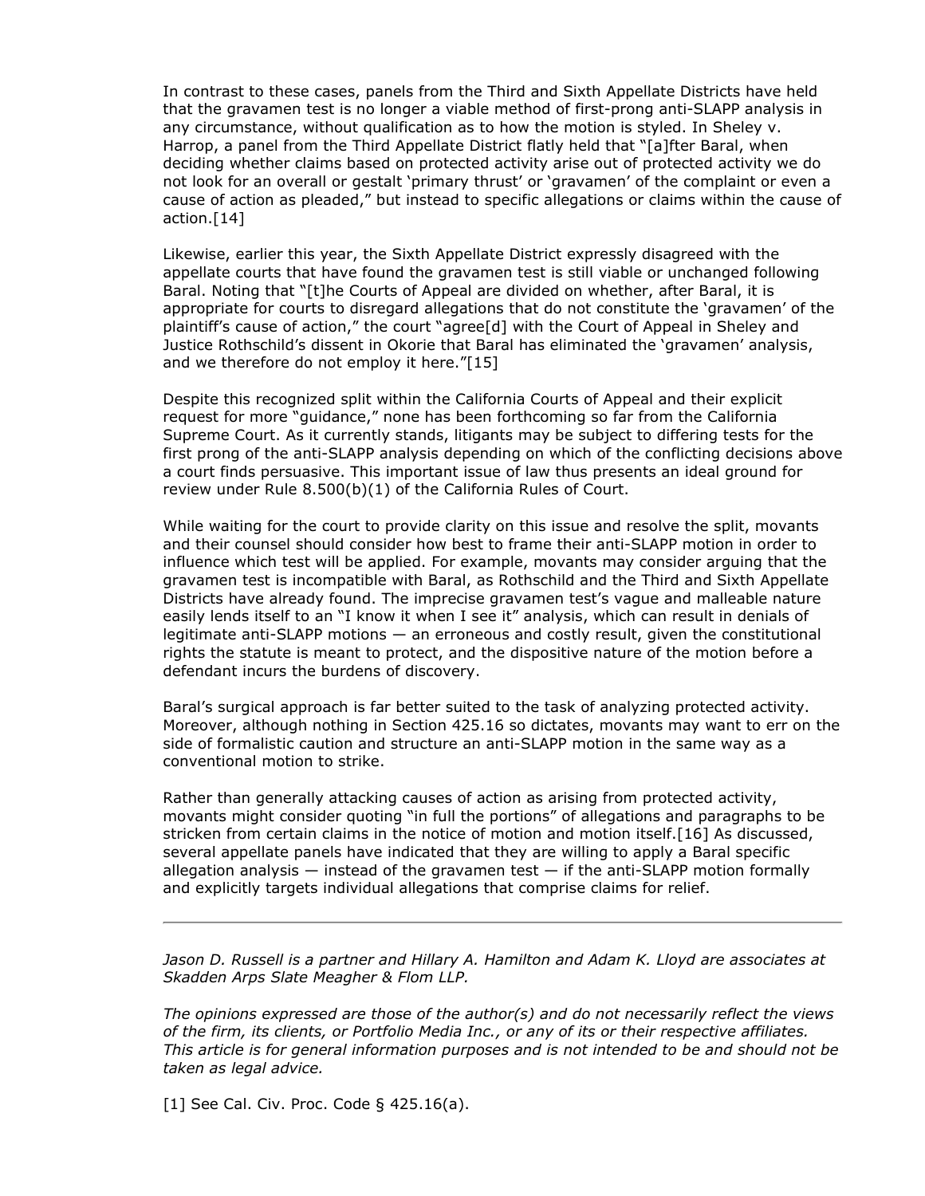In contrast to these cases, panels from the Third and Sixth Appellate Districts have held that the gravamen test is no longer a viable method of first-prong anti-SLAPP analysis in any circumstance, without qualification as to how the motion is styled. In Sheley v. Harrop, a panel from the Third Appellate District flatly held that "[a]fter Baral, when deciding whether claims based on protected activity arise out of protected activity we do not look for an overall or gestalt 'primary thrust' or 'gravamen' of the complaint or even a cause of action as pleaded," but instead to specific allegations or claims within the cause of action.[14]

Likewise, earlier this year, the Sixth Appellate District expressly disagreed with the appellate courts that have found the gravamen test is still viable or unchanged following Baral. Noting that "[t]he Courts of Appeal are divided on whether, after Baral, it is appropriate for courts to disregard allegations that do not constitute the 'gravamen' of the plaintiff's cause of action," the court "agree[d] with the Court of Appeal in Sheley and Justice Rothschild's dissent in Okorie that Baral has eliminated the 'gravamen' analysis, and we therefore do not employ it here."[15]

Despite this recognized split within the California Courts of Appeal and their explicit request for more "guidance," none has been forthcoming so far from the California Supreme Court. As it currently stands, litigants may be subject to differing tests for the first prong of the anti-SLAPP analysis depending on which of the conflicting decisions above a court finds persuasive. This important issue of law thus presents an ideal ground for review under Rule 8.500(b)(1) of the California Rules of Court.

While waiting for the court to provide clarity on this issue and resolve the split, movants and their counsel should consider how best to frame their anti-SLAPP motion in order to influence which test will be applied. For example, movants may consider arguing that the gravamen test is incompatible with Baral, as Rothschild and the Third and Sixth Appellate Districts have already found. The imprecise gravamen test's vague and malleable nature easily lends itself to an "I know it when I see it" analysis, which can result in denials of legitimate anti-SLAPP motions — an erroneous and costly result, given the constitutional rights the statute is meant to protect, and the dispositive nature of the motion before a defendant incurs the burdens of discovery.

Baral's surgical approach is far better suited to the task of analyzing protected activity. Moreover, although nothing in Section 425.16 so dictates, movants may want to err on the side of formalistic caution and structure an anti-SLAPP motion in the same way as a conventional motion to strike.

Rather than generally attacking causes of action as arising from protected activity, movants might consider quoting "in full the portions" of allegations and paragraphs to be stricken from certain claims in the notice of motion and motion itself.[16] As discussed, several appellate panels have indicated that they are willing to apply a Baral specific allegation analysis — instead of the gravamen test — if the anti-SLAPP motion formally and explicitly targets individual allegations that comprise claims for relief.

---

*Jason D. Russell is a partner and Hillary A. Hamilton and Adam K. Lloyd are associates at Skadden Arps Slate Meagher & Flom LLP.*

*The opinions expressed are those of the author(s) and do not necessarily reflect the views of the firm, its clients, or Portfolio Media Inc., or any of its or their respective affiliates. This article is for general information purposes and is not intended to be and should not be taken as legal advice.*

[1] See Cal. Civ. Proc. Code § 425.16(a).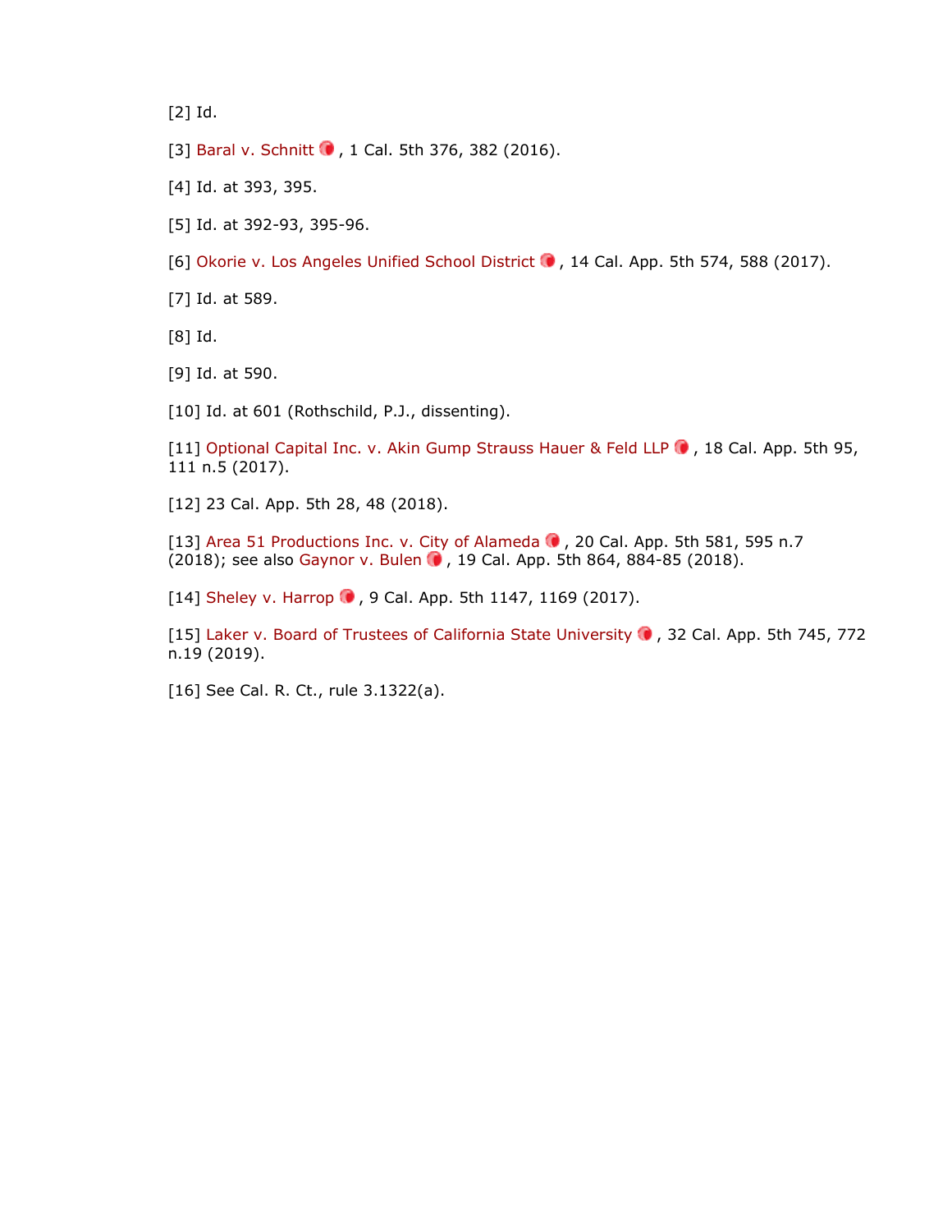[2] Id.

[3] Baral v. Schnitt, 1 Cal. 5th 376, 382 (2016).

[4] Id. at 393, 395.

[5] Id. at 392-93, 395-96.

[6] Okorie v. Los Angeles Unified School District, 14 Cal. App. 5th 574, 588 (2017).

[7] Id. at 589.

[8] Id.

[9] Id. at 590.

[10] Id. at 601 (Rothschild, P.J., dissenting).

[11] Optional Capital Inc. v. Akin Gump Strauss Hauer & Feld LLP, 18 Cal. App. 5th 95, 111 n.5 (2017).

[12] 23 Cal. App. 5th 28, 48 (2018).

[13] Area 51 Productions Inc. v. City of Alameda, 20 Cal. App. 5th 581, 595 n.7 (2018); see also Gaynor v. Bulen, 19 Cal. App. 5th 864, 884-85 (2018).

[14] Sheley v. Harrop, 9 Cal. App. 5th 1147, 1169 (2017).

[15] Laker v. Board of Trustees of California State University, 32 Cal. App. 5th 745, 772 n.19 (2019).

[16] See Cal. R. Ct., rule 3.1322(a).